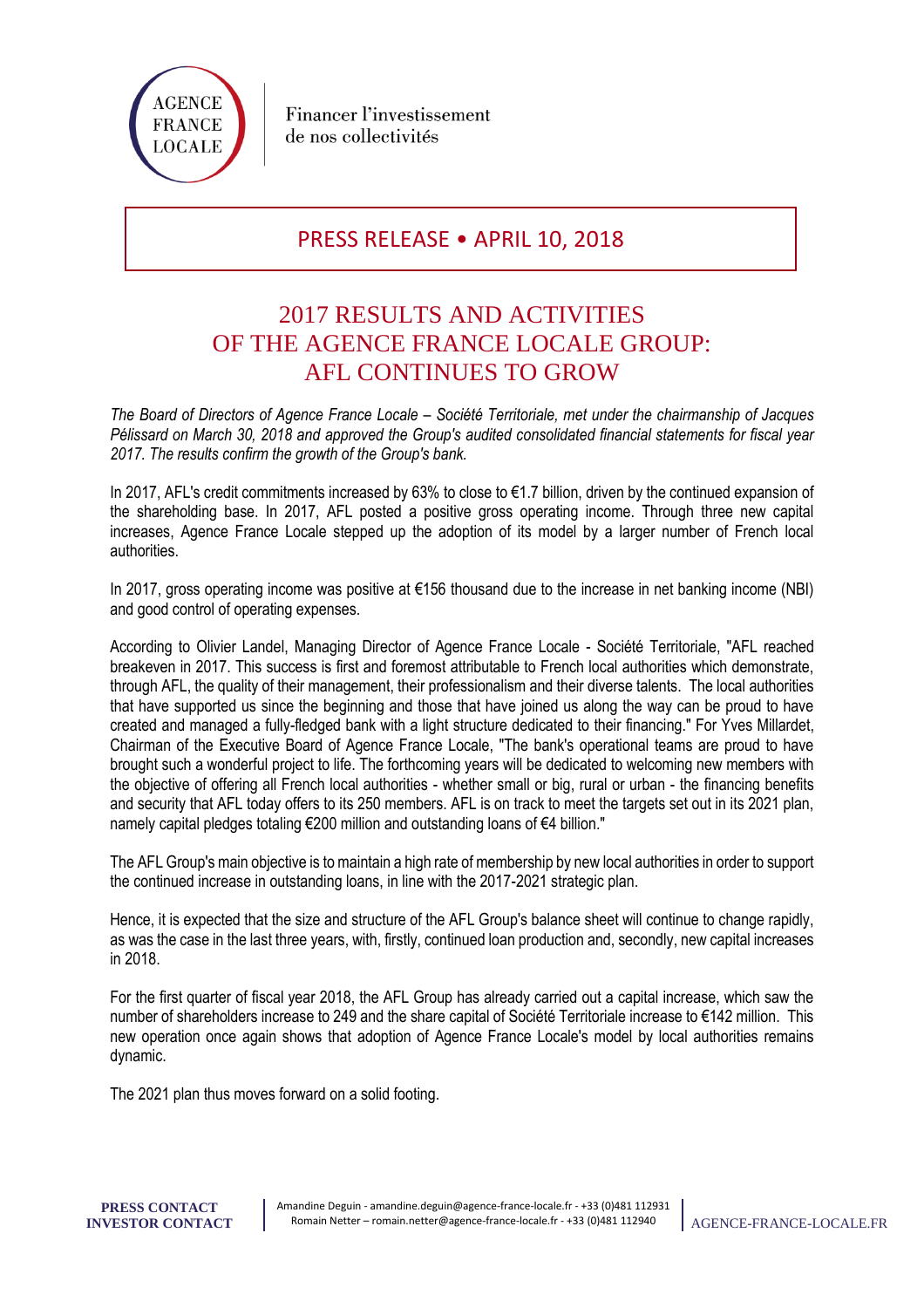AGENCE FRANCE LOCALE

Financer l'investissement de nos collectivités

PRESS RELEASE • APRIL 10, 2018

# 2017 RESULTS AND ACTIVITIES OF THE AGENCE FRANCE LOCALE GROUP: AFL CONTINUES TO GROW

*The Board of Directors of Agence France Locale – Société Territoriale, met under the chairmanship of Jacques Pélissard on March 30, 2018 and approved the Group's audited consolidated financial statements for fiscal year 2017. The results confirm the growth of the Group's bank.*

In 2017, AFL's credit commitments increased by 63% to close to €1.7 billion, driven by the continued expansion of the shareholding base. In 2017, AFL posted a positive gross operating income. Through three new capital increases, Agence France Locale stepped up the adoption of its model by a larger number of French local authorities.

In 2017, gross operating income was positive at €156 thousand due to the increase in net banking income (NBI) and good control of operating expenses.

According to Olivier Landel, Managing Director of Agence France Locale - Société Territoriale, "AFL reached breakeven in 2017. This success is first and foremost attributable to French local authorities which demonstrate, through AFL, the quality of their management, their professionalism and their diverse talents. The local authorities that have supported us since the beginning and those that have joined us along the way can be proud to have created and managed a fully-fledged bank with a light structure dedicated to their financing." For Yves Millardet, Chairman of the Executive Board of Agence France Locale, "The bank's operational teams are proud to have brought such a wonderful project to life. The forthcoming years will be dedicated to welcoming new members with the objective of offering all French local authorities - whether small or big, rural or urban - the financing benefits and security that AFL today offers to its 250 members. AFL is on track to meet the targets set out in its 2021 plan, namely capital pledges totaling €200 million and outstanding loans of €4 billion."

The AFL Group's main objective is to maintain a high rate of membership by new local authorities in order to support the continued increase in outstanding loans, in line with the 2017-2021 strategic plan.

Hence, it is expected that the size and structure of the AFL Group's balance sheet will continue to change rapidly, as was the case in the last three years, with, firstly, continued loan production and, secondly, new capital increases in 2018.

For the first quarter of fiscal year 2018, the AFL Group has already carried out a capital increase, which saw the number of shareholders increase to 249 and the share capital of Société Territoriale increase to €142 million. This new operation once again shows that adoption of Agence France Locale's model by local authorities remains dynamic.

The 2021 plan thus moves forward on a solid footing.

**PRESS CONTACT**
**INVESTOR CONTACT**

Amandine Deguin - amandine.deguin@agence-france-locale.fr - +33 (0)481 112931
Romain Netter – romain.netter@agence-france-locale.fr - +33 (0)481 112940

AGENCE-FRANCE-LOCALE.FR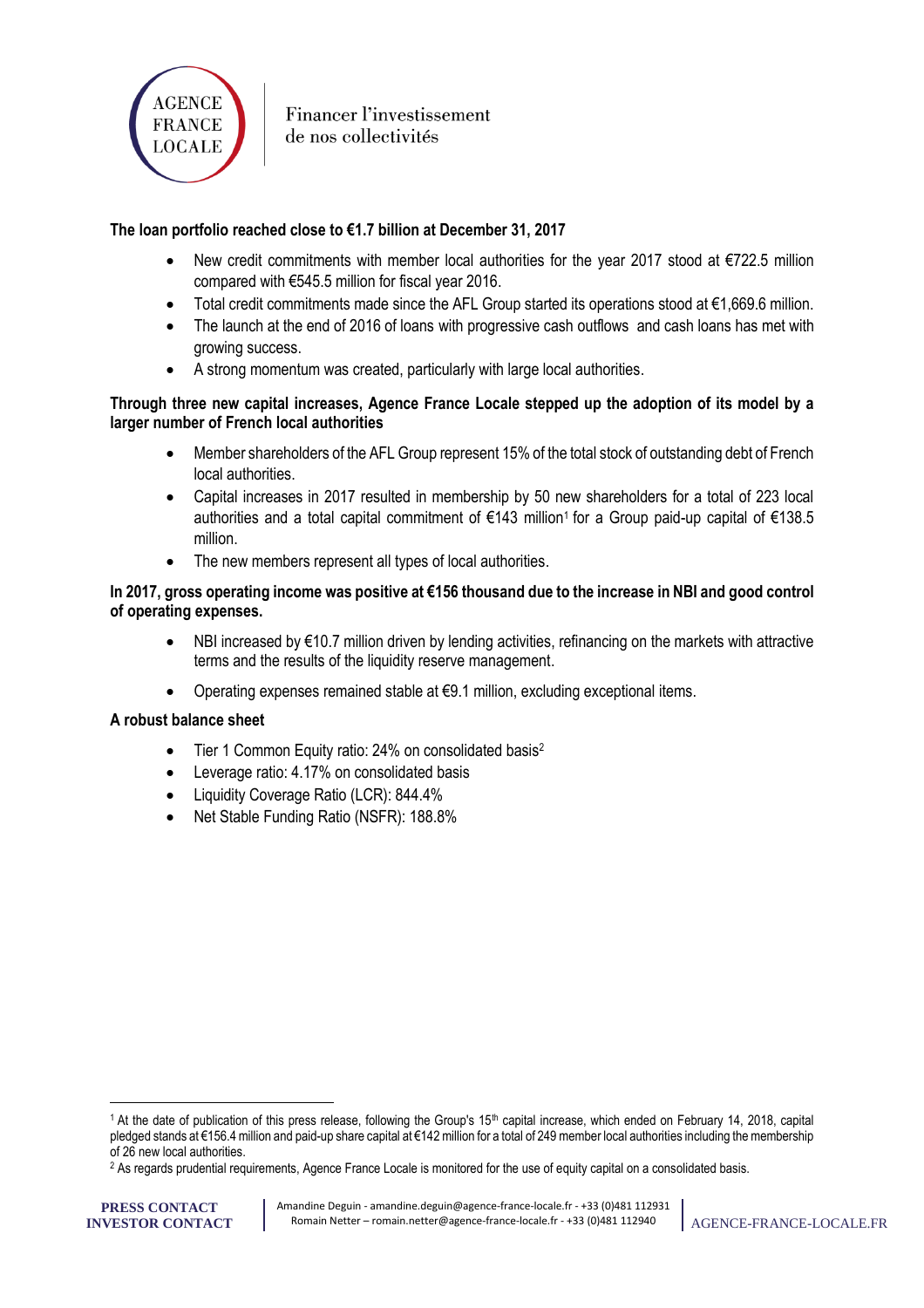**The loan portfolio reached close to €1.7 billion at December 31, 2017**

- New credit commitments with member local authorities for the year 2017 stood at €722.5 million compared with €545.5 million for fiscal year 2016.
- Total credit commitments made since the AFL Group started its operations stood at €1,669.6 million.
- The launch at the end of 2016 of loans with progressive cash outflows and cash loans has met with growing success.
- A strong momentum was created, particularly with large local authorities.

**Through three new capital increases, Agence France Locale stepped up the adoption of its model by a larger number of French local authorities**

- Member shareholders of the AFL Group represent 15% of the total stock of outstanding debt of French local authorities.
- Capital increases in 2017 resulted in membership by 50 new shareholders for a total of 223 local authorities and a total capital commitment of €143 million[1] for a Group paid-up capital of €138.5 million.
- The new members represent all types of local authorities.

**In 2017, gross operating income was positive at €156 thousand due to the increase in NBI and good control of operating expenses.**

- NBI increased by €10.7 million driven by lending activities, refinancing on the markets with attractive terms and the results of the liquidity reserve management.
- Operating expenses remained stable at €9.1 million, excluding exceptional items.

**A robust balance sheet**

- Tier 1 Common Equity ratio: 24% on consolidated basis[2]
- Leverage ratio: 4.17% on consolidated basis
- Liquidity Coverage Ratio (LCR): 844.4%
- Net Stable Funding Ratio (NSFR): 188.8%

[1] At the date of publication of this press release, following the Group's 15th capital increase, which ended on February 14, 2018, capital pledged stands at €156.4 million and paid-up share capital at €142 million for a total of 249 member local authorities including the membership of 26 new local authorities.

[2] As regards prudential requirements, Agence France Locale is monitored for the use of equity capital on a consolidated basis.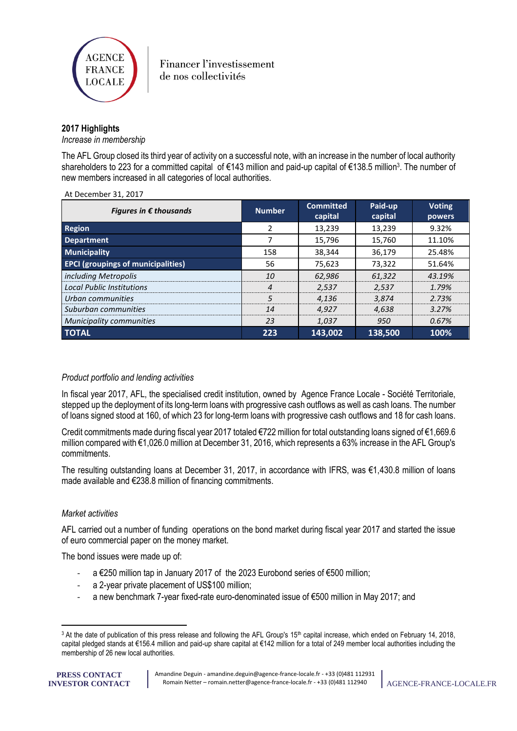**2017 Highlights**

*Increase in membership*

The AFL Group closed its third year of activity on a successful note, with an increase in the number of local authority shareholders to 223 for a committed capital of €143 million and paid-up capital of €138.5 million[3]. The number of new members increased in all categories of local authorities.

At December 31, 2017

| *Figures in € thousands* | Number | Committed capital | Paid-up capital | Voting powers |
|---|---|---|---|---|
| **Region** | 2 | 13,239 | 13,239 | 9.32% |
| **Department** | 7 | 15,796 | 15,760 | 11.10% |
| **Municipality** | 158 | 38,344 | 36,179 | 25.48% |
| **EPCI (groupings of municipalities)** | 56 | 75,623 | 73,322 | 51.64% |
| *including Metropolis* | *10* | *62,986* | *61,322* | *43.19%* |
| *Local Public Institutions* | *4* | *2,537* | *2,537* | *1.79%* |
| *Urban communities* | *5* | *4,136* | *3,874* | *2.73%* |
| *Suburban communities* | *14* | *4,927* | *4,638* | *3.27%* |
| *Municipality communities* | *23* | *1,037* | *950* | *0.67%* |
| **TOTAL** | **223** | **143,002** | **138,500** | **100%** |

*Product portfolio and lending activities*

In fiscal year 2017, AFL, the specialised credit institution, owned by Agence France Locale - Société Territoriale, stepped up the deployment of its long-term loans with progressive cash outflows as well as cash loans. The number of loans signed stood at 160, of which 23 for long-term loans with progressive cash outflows and 18 for cash loans.

Credit commitments made during fiscal year 2017 totaled €722 million for total outstanding loans signed of €1,669.6 million compared with €1,026.0 million at December 31, 2016, which represents a 63% increase in the AFL Group's commitments.

The resulting outstanding loans at December 31, 2017, in accordance with IFRS, was €1,430.8 million of loans made available and €238.8 million of financing commitments.

*Market activities*

AFL carried out a number of funding operations on the bond market during fiscal year 2017 and started the issue of euro commercial paper on the money market.

The bond issues were made up of:

- a €250 million tap in January 2017 of the 2023 Eurobond series of €500 million;
- a 2-year private placement of US$100 million;
- a new benchmark 7-year fixed-rate euro-denominated issue of €500 million in May 2017; and

[3] At the date of publication of this press release and following the AFL Group's 15th capital increase, which ended on February 14, 2018, capital pledged stands at €156.4 million and paid-up share capital at €142 million for a total of 249 member local authorities including the membership of 26 new local authorities.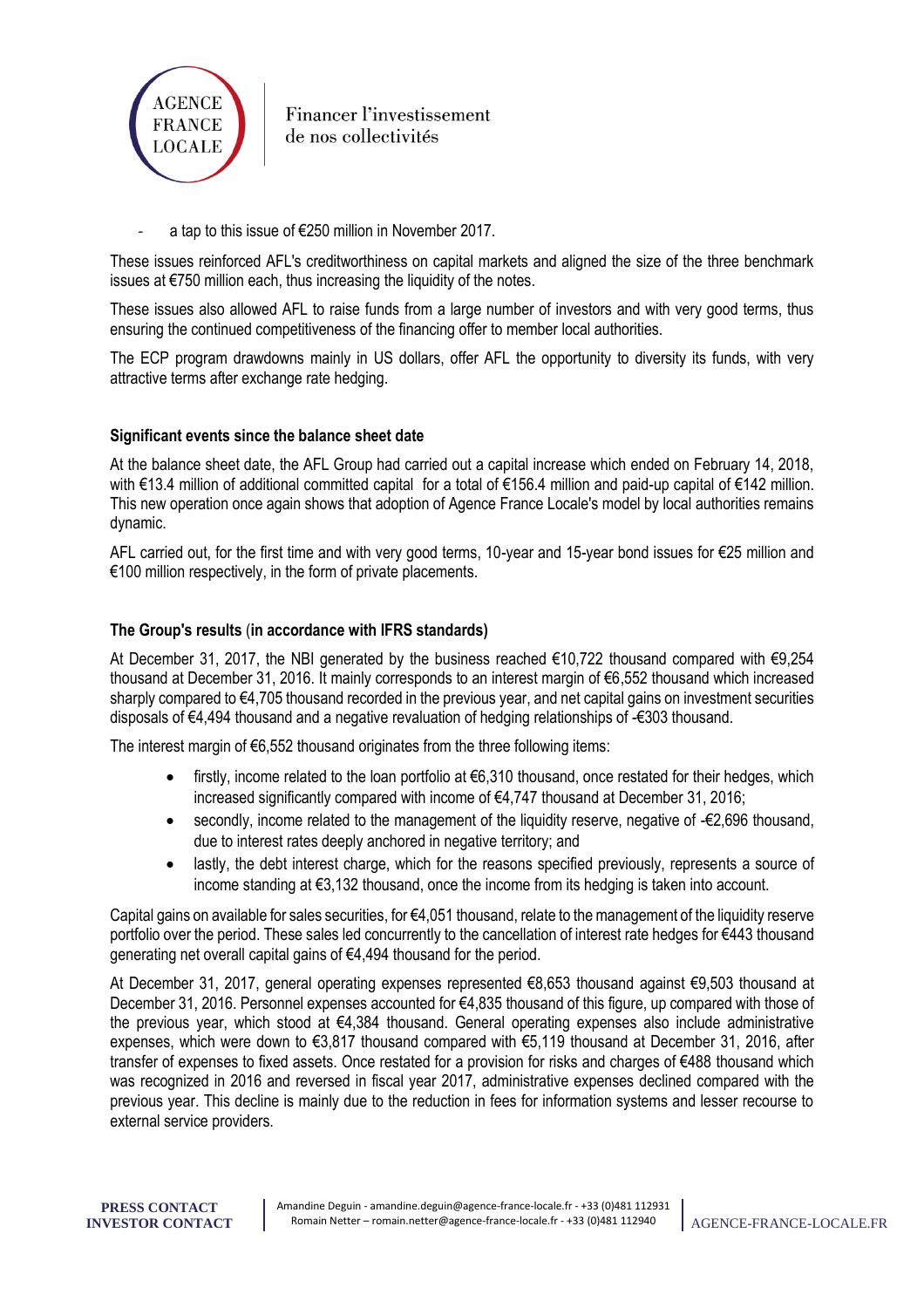- a tap to this issue of €250 million in November 2017.

These issues reinforced AFL's creditworthiness on capital markets and aligned the size of the three benchmark issues at €750 million each, thus increasing the liquidity of the notes.

These issues also allowed AFL to raise funds from a large number of investors and with very good terms, thus ensuring the continued competitiveness of the financing offer to member local authorities.

The ECP program drawdowns mainly in US dollars, offer AFL the opportunity to diversity its funds, with very attractive terms after exchange rate hedging.

**Significant events since the balance sheet date**

At the balance sheet date, the AFL Group had carried out a capital increase which ended on February 14, 2018, with €13.4 million of additional committed capital for a total of €156.4 million and paid-up capital of €142 million. This new operation once again shows that adoption of Agence France Locale's model by local authorities remains dynamic.

AFL carried out, for the first time and with very good terms, 10-year and 15-year bond issues for €25 million and €100 million respectively, in the form of private placements.

**The Group's results (in accordance with IFRS standards)**

At December 31, 2017, the NBI generated by the business reached €10,722 thousand compared with €9,254 thousand at December 31, 2016. It mainly corresponds to an interest margin of €6,552 thousand which increased sharply compared to €4,705 thousand recorded in the previous year, and net capital gains on investment securities disposals of €4,494 thousand and a negative revaluation of hedging relationships of -€303 thousand.

The interest margin of €6,552 thousand originates from the three following items:

- firstly, income related to the loan portfolio at €6,310 thousand, once restated for their hedges, which increased significantly compared with income of €4,747 thousand at December 31, 2016;
- secondly, income related to the management of the liquidity reserve, negative of -€2,696 thousand, due to interest rates deeply anchored in negative territory; and
- lastly, the debt interest charge, which for the reasons specified previously, represents a source of income standing at €3,132 thousand, once the income from its hedging is taken into account.

Capital gains on available for sales securities, for €4,051 thousand, relate to the management of the liquidity reserve portfolio over the period. These sales led concurrently to the cancellation of interest rate hedges for €443 thousand generating net overall capital gains of €4,494 thousand for the period.

At December 31, 2017, general operating expenses represented €8,653 thousand against €9,503 thousand at December 31, 2016. Personnel expenses accounted for €4,835 thousand of this figure, up compared with those of the previous year, which stood at €4,384 thousand. General operating expenses also include administrative expenses, which were down to €3,817 thousand compared with €5,119 thousand at December 31, 2016, after transfer of expenses to fixed assets. Once restated for a provision for risks and charges of €488 thousand which was recognized in 2016 and reversed in fiscal year 2017, administrative expenses declined compared with the previous year. This decline is mainly due to the reduction in fees for information systems and lesser recourse to external service providers.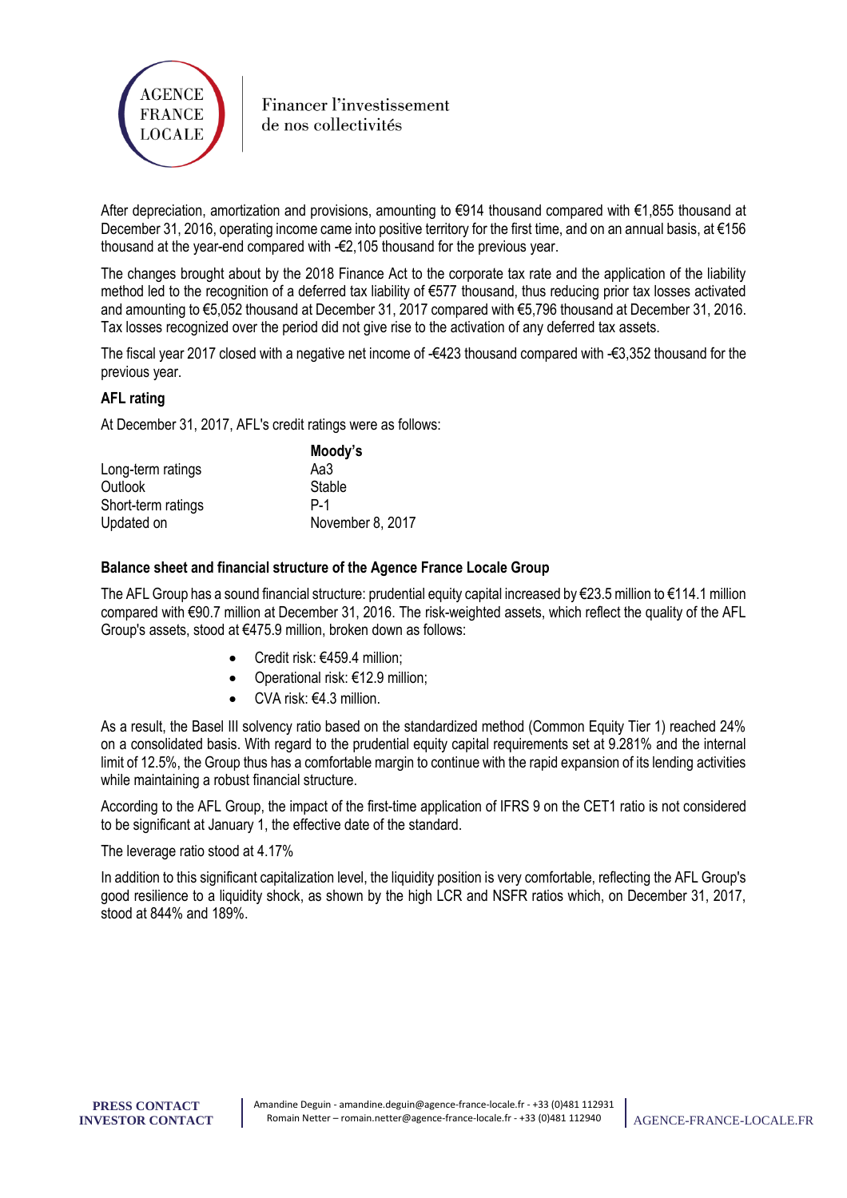After depreciation, amortization and provisions, amounting to €914 thousand compared with €1,855 thousand at December 31, 2016, operating income came into positive territory for the first time, and on an annual basis, at €156 thousand at the year-end compared with -€2,105 thousand for the previous year.

The changes brought about by the 2018 Finance Act to the corporate tax rate and the application of the liability method led to the recognition of a deferred tax liability of €577 thousand, thus reducing prior tax losses activated and amounting to €5,052 thousand at December 31, 2017 compared with €5,796 thousand at December 31, 2016. Tax losses recognized over the period did not give rise to the activation of any deferred tax assets.

The fiscal year 2017 closed with a negative net income of -€423 thousand compared with -€3,352 thousand for the previous year.

### AFL rating

At December 31, 2017, AFL's credit ratings were as follows:

| | Moody's |
|---|---|
| Long-term ratings | Aa3 |
| Outlook | Stable |
| Short-term ratings | P-1 |
| Updated on | November 8, 2017 |

### Balance sheet and financial structure of the Agence France Locale Group

The AFL Group has a sound financial structure: prudential equity capital increased by €23.5 million to €114.1 million compared with €90.7 million at December 31, 2016. The risk-weighted assets, which reflect the quality of the AFL Group's assets, stood at €475.9 million, broken down as follows:

- Credit risk: €459.4 million;
- Operational risk: €12.9 million;
- CVA risk: €4.3 million.

As a result, the Basel III solvency ratio based on the standardized method (Common Equity Tier 1) reached 24% on a consolidated basis. With regard to the prudential equity capital requirements set at 9.281% and the internal limit of 12.5%, the Group thus has a comfortable margin to continue with the rapid expansion of its lending activities while maintaining a robust financial structure.

According to the AFL Group, the impact of the first-time application of IFRS 9 on the CET1 ratio is not considered to be significant at January 1, the effective date of the standard.

The leverage ratio stood at 4.17%

In addition to this significant capitalization level, the liquidity position is very comfortable, reflecting the AFL Group's good resilience to a liquidity shock, as shown by the high LCR and NSFR ratios which, on December 31, 2017, stood at 844% and 189%.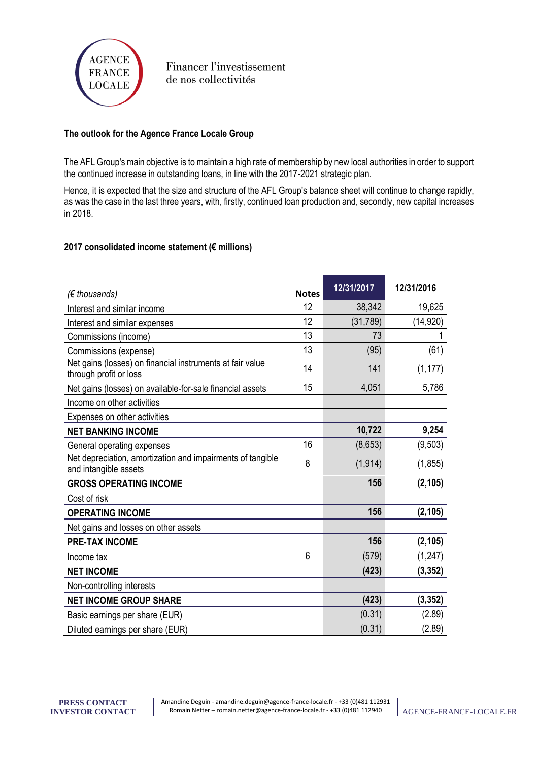**The outlook for the Agence France Locale Group**

The AFL Group's main objective is to maintain a high rate of membership by new local authorities in order to support the continued increase in outstanding loans, in line with the 2017-2021 strategic plan.

Hence, it is expected that the size and structure of the AFL Group's balance sheet will continue to change rapidly, as was the case in the last three years, with, firstly, continued loan production and, secondly, new capital increases in 2018.

**2017 consolidated income statement (€ millions)**

| *(€ thousands)* | Notes | 12/31/2017 | 12/31/2016 |
|---|---|---|---|
| Interest and similar income | 12 | 38,342 | 19,625 |
| Interest and similar expenses | 12 | (31,789) | (14,920) |
| Commissions (income) | 13 | 73 | 1 |
| Commissions (expense) | 13 | (95) | (61) |
| Net gains (losses) on financial instruments at fair value through profit or loss | 14 | 141 | (1,177) |
| Net gains (losses) on available-for-sale financial assets | 15 | 4,051 | 5,786 |
| Income on other activities | | | |
| Expenses on other activities | | | |
| **NET BANKING INCOME** | | **10,722** | **9,254** |
| General operating expenses | 16 | (8,653) | (9,503) |
| Net depreciation, amortization and impairments of tangible and intangible assets | 8 | (1,914) | (1,855) |
| **GROSS OPERATING INCOME** | | **156** | **(2,105)** |
| Cost of risk | | | |
| **OPERATING INCOME** | | **156** | **(2,105)** |
| Net gains and losses on other assets | | | |
| **PRE-TAX INCOME** | | **156** | **(2,105)** |
| Income tax | 6 | (579) | (1,247) |
| **NET INCOME** | | **(423)** | **(3,352)** |
| Non-controlling interests | | | |
| **NET INCOME GROUP SHARE** | | **(423)** | **(3,352)** |
| Basic earnings per share (EUR) | | (0.31) | (2.89) |
| Diluted earnings per share (EUR) | | (0.31) | (2.89) |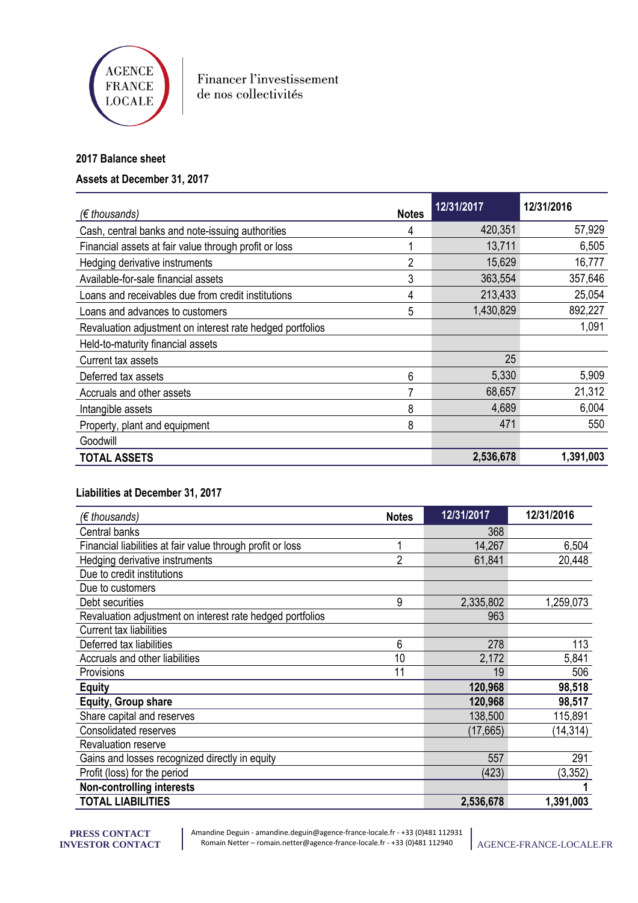AGENCE FRANCE LOCALE

Financer l'investissement de nos collectivités

## 2017 Balance sheet

### Assets at December 31, 2017

| *(€ thousands)* | Notes | 12/31/2017 | 12/31/2016 |
|---|---|---|---|
| Cash, central banks and note-issuing authorities | 4 | 420,351 | 57,929 |
| Financial assets at fair value through profit or loss | 1 | 13,711 | 6,505 |
| Hedging derivative instruments | 2 | 15,629 | 16,777 |
| Available-for-sale financial assets | 3 | 363,554 | 357,646 |
| Loans and receivables due from credit institutions | 4 | 213,433 | 25,054 |
| Loans and advances to customers | 5 | 1,430,829 | 892,227 |
| Revaluation adjustment on interest rate hedged portfolios | | | 1,091 |
| Held-to-maturity financial assets | | | |
| Current tax assets | | 25 | |
| Deferred tax assets | 6 | 5,330 | 5,909 |
| Accruals and other assets | 7 | 68,657 | 21,312 |
| Intangible assets | 8 | 4,689 | 6,004 |
| Property, plant and equipment | 8 | 471 | 550 |
| Goodwill | | | |
| **TOTAL ASSETS** | | **2,536,678** | **1,391,003** |

### Liabilities at December 31, 2017

| *(€ thousands)* | Notes | 12/31/2017 | 12/31/2016 |
|---|---|---|---|
| Central banks | | 368 | |
| Financial liabilities at fair value through profit or loss | 1 | 14,267 | 6,504 |
| Hedging derivative instruments | 2 | 61,841 | 20,448 |
| Due to credit institutions | | | |
| Due to customers | | | |
| Debt securities | 9 | 2,335,802 | 1,259,073 |
| Revaluation adjustment on interest rate hedged portfolios | | 963 | |
| Current tax liabilities | | | |
| Deferred tax liabilities | 6 | 278 | 113 |
| Accruals and other liabilities | 10 | 2,172 | 5,841 |
| Provisions | 11 | 19 | 506 |
| **Equity** | | **120,968** | **98,518** |
| **Equity, Group share** | | **120,968** | **98,517** |
| Share capital and reserves | | 138,500 | 115,891 |
| Consolidated reserves | | (17,665) | (14,314) |
| Revaluation reserve | | | |
| Gains and losses recognized directly in equity | | 557 | 291 |
| Profit (loss) for the period | | (423) | (3,352) |
| **Non-controlling interests** | | | **1** |
| **TOTAL LIABILITIES** | | **2,536,678** | **1,391,003** |

PRESS CONTACT
INVESTOR CONTACT

Amandine Deguin - amandine.deguin@agence-france-locale.fr - +33 (0)481 112931
Romain Netter – romain.netter@agence-france-locale.fr - +33 (0)481 112940

AGENCE-FRANCE-LOCALE.FR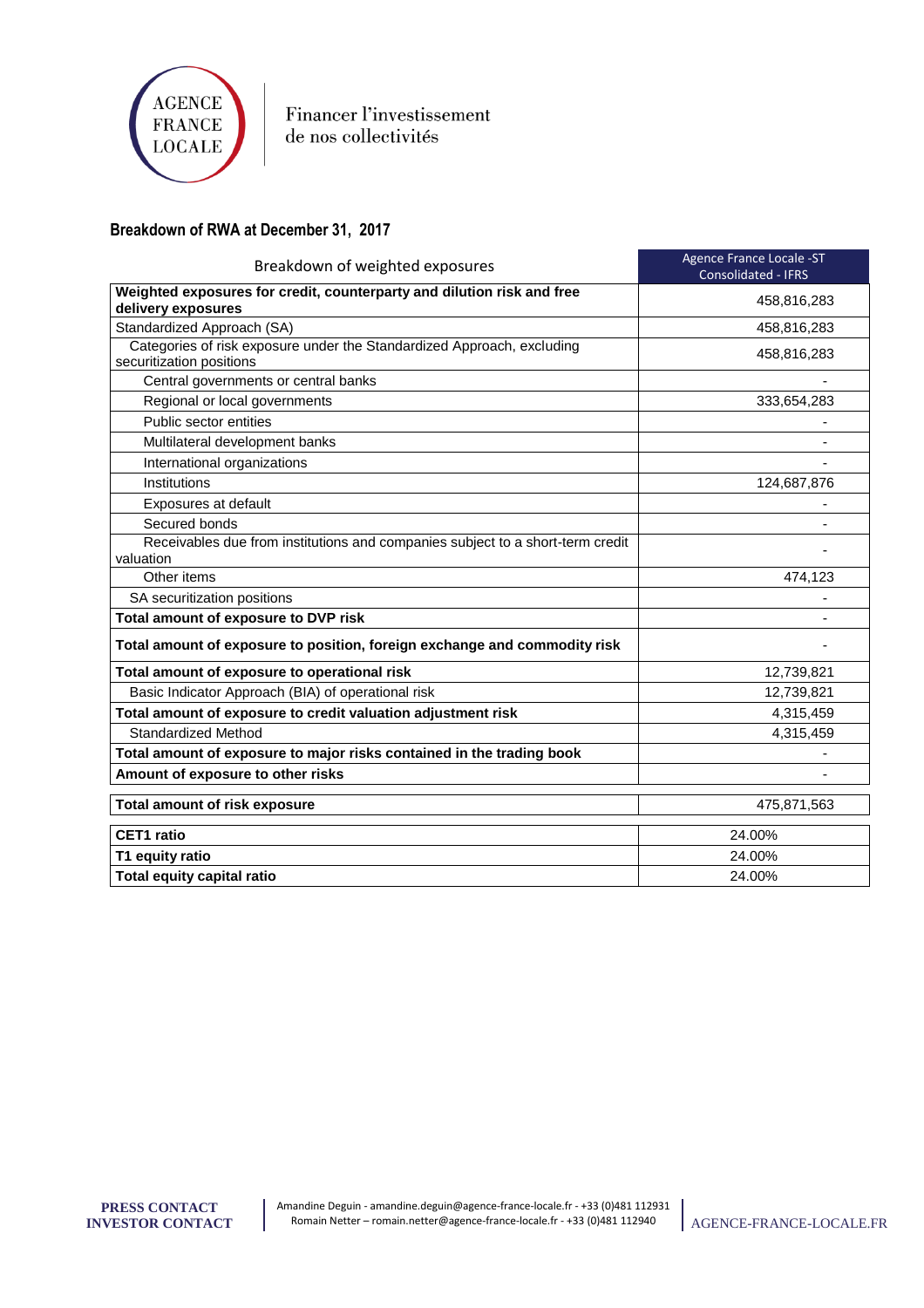## Breakdown of RWA at December 31, 2017

| Breakdown of weighted exposures | Agence France Locale -ST Consolidated - IFRS |
|---|---|
| **Weighted exposures for credit, counterparty and dilution risk and free delivery exposures** | 458,816,283 |
| Standardized Approach (SA) | 458,816,283 |
| Categories of risk exposure under the Standardized Approach, excluding securitization positions | 458,816,283 |
| Central governments or central banks | - |
| Regional or local governments | 333,654,283 |
| Public sector entities | - |
| Multilateral development banks | - |
| International organizations | - |
| Institutions | 124,687,876 |
| Exposures at default | - |
| Secured bonds | - |
| Receivables due from institutions and companies subject to a short-term credit valuation | - |
| Other items | 474,123 |
| SA securitization positions | - |
| **Total amount of exposure to DVP risk** | - |
| **Total amount of exposure to position, foreign exchange and commodity risk** | - |
| **Total amount of exposure to operational risk** | 12,739,821 |
| Basic Indicator Approach (BIA) of operational risk | 12,739,821 |
| **Total amount of exposure to credit valuation adjustment risk** | 4,315,459 |
| Standardized Method | 4,315,459 |
| **Total amount of exposure to major risks contained in the trading book** | - |
| **Amount of exposure to other risks** | - |
| **Total amount of risk exposure** | 475,871,563 |
| **CET1 ratio** | 24.00% |
| **T1 equity ratio** | 24.00% |
| **Total equity capital ratio** | 24.00% |

**PRESS CONTACT**
**INVESTOR CONTACT**

Amandine Deguin - amandine.deguin@agence-france-locale.fr - +33 (0)481 112931
Romain Netter – romain.netter@agence-france-locale.fr - +33 (0)481 112940

AGENCE-FRANCE-LOCALE.FR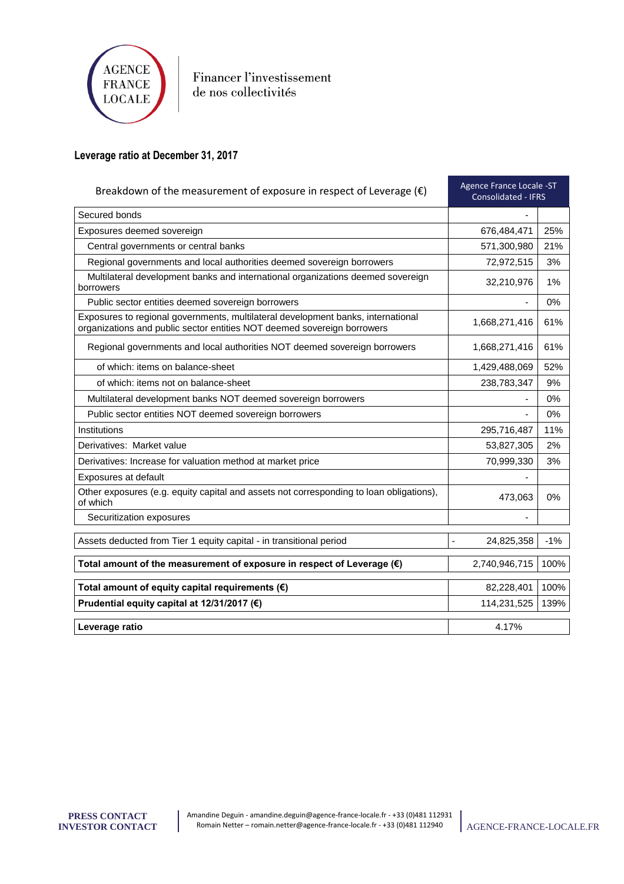Financer l'investissement de nos collectivités

## Leverage ratio at December 31, 2017

| Breakdown of the measurement of exposure in respect of Leverage (€) | Agence France Locale -ST Consolidated - IFRS | |
|---|---|---|
| Secured bonds | - | |
| Exposures deemed sovereign | 676,484,471 | 25% |
| Central governments or central banks | 571,300,980 | 21% |
| Regional governments and local authorities deemed sovereign borrowers | 72,972,515 | 3% |
| Multilateral development banks and international organizations deemed sovereign borrowers | 32,210,976 | 1% |
| Public sector entities deemed sovereign borrowers | - | 0% |
| Exposures to regional governments, multilateral development banks, international organizations and public sector entities NOT deemed sovereign borrowers | 1,668,271,416 | 61% |
| Regional governments and local authorities NOT deemed sovereign borrowers | 1,668,271,416 | 61% |
| of which: items on balance-sheet | 1,429,488,069 | 52% |
| of which: items not on balance-sheet | 238,783,347 | 9% |
| Multilateral development banks NOT deemed sovereign borrowers | - | 0% |
| Public sector entities NOT deemed sovereign borrowers | - | 0% |
| Institutions | 295,716,487 | 11% |
| Derivatives: Market value | 53,827,305 | 2% |
| Derivatives: Increase for valuation method at market price | 70,999,330 | 3% |
| Exposures at default | - | |
| Other exposures (e.g. equity capital and assets not corresponding to loan obligations), of which | 473,063 | 0% |
| Securitization exposures | - | |
| Assets deducted from Tier 1 equity capital - in transitional period | - 24,825,358 | -1% |
| **Total amount of the measurement of exposure in respect of Leverage (€)** | 2,740,946,715 | 100% |
| **Total amount of equity capital requirements (€)** | 82,228,401 | 100% |
| **Prudential equity capital at 12/31/2017 (€)** | 114,231,525 | 139% |
| **Leverage ratio** | 4.17% | |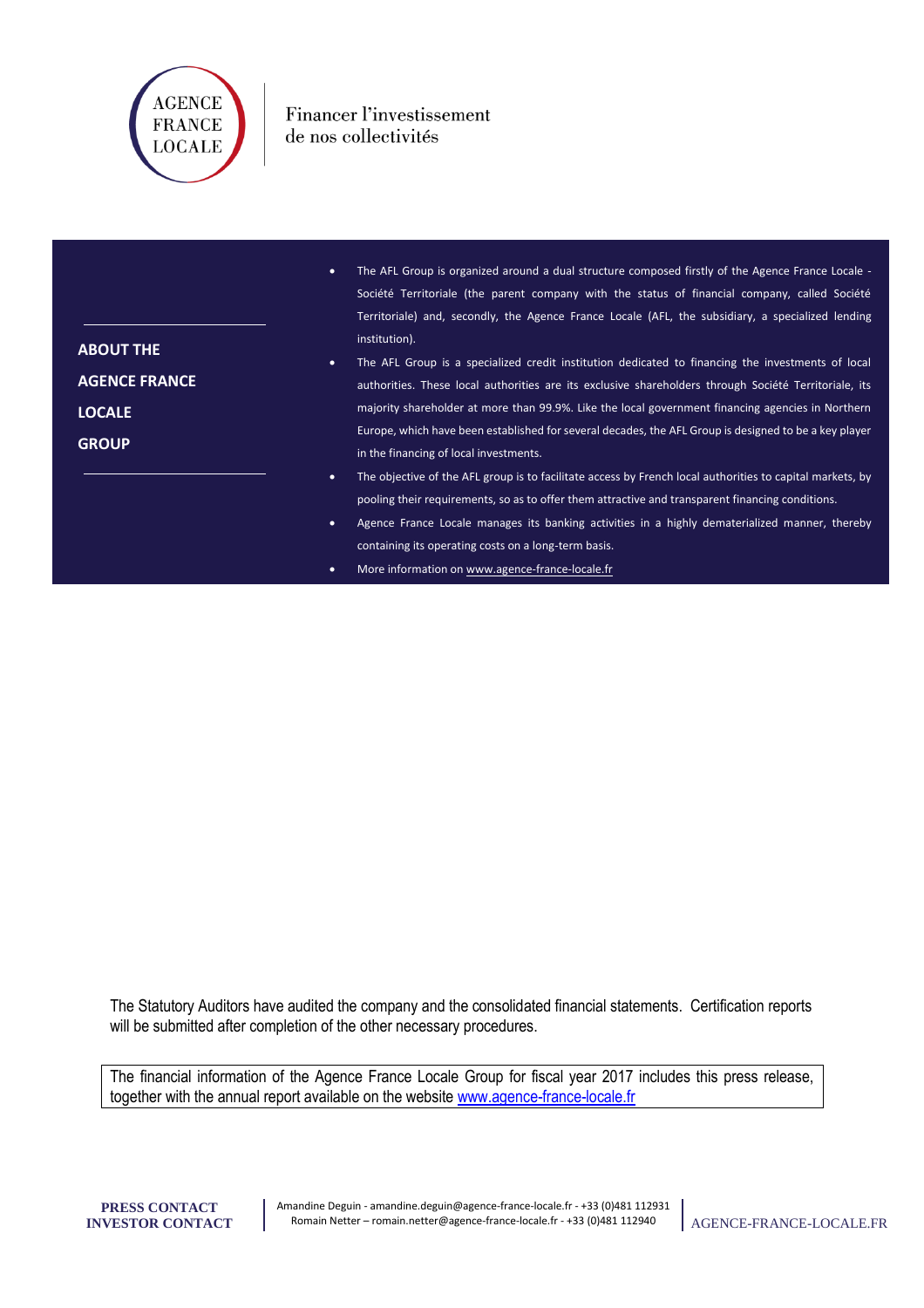AGENCE FRANCE LOCALE

Financer l'investissement de nos collectivités

## ABOUT THE AGENCE FRANCE LOCALE GROUP

- The AFL Group is organized around a dual structure composed firstly of the Agence France Locale - Société Territoriale (the parent company with the status of financial company, called Société Territoriale) and, secondly, the Agence France Locale (AFL, the subsidiary, a specialized lending institution).
- The AFL Group is a specialized credit institution dedicated to financing the investments of local authorities. These local authorities are its exclusive shareholders through Société Territoriale, its majority shareholder at more than 99.9%. Like the local government financing agencies in Northern Europe, which have been established for several decades, the AFL Group is designed to be a key player in the financing of local investments.
- The objective of the AFL group is to facilitate access by French local authorities to capital markets, by pooling their requirements, so as to offer them attractive and transparent financing conditions.
- Agence France Locale manages its banking activities in a highly dematerialized manner, thereby containing its operating costs on a long-term basis.
- More information on www.agence-france-locale.fr

The Statutory Auditors have audited the company and the consolidated financial statements. Certification reports will be submitted after completion of the other necessary procedures.

The financial information of the Agence France Locale Group for fiscal year 2017 includes this press release, together with the annual report available on the website www.agence-france-locale.fr

**PRESS CONTACT**
**INVESTOR CONTACT**

Amandine Deguin - amandine.deguin@agence-france-locale.fr - +33 (0)481 112931
Romain Netter – romain.netter@agence-france-locale.fr - +33 (0)481 112940

AGENCE-FRANCE-LOCALE.FR